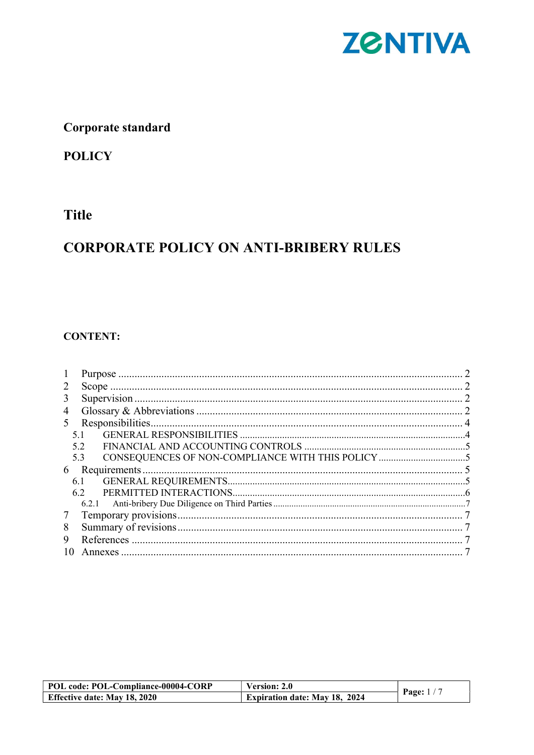ZENTIVA

**Corporate standard**

**POLICY**

## Title

# CORPORATE POLICY ON ANTI-BRIBERY RULES

**CONTENT:**

1 Purpose ........................................................ 2
2 Scope ........................................................ 2
3 Supervision ........................................................ 2
4 Glossary & Abbreviations ........................................................ 2
5 Responsibilities ........................................................ 4
  5.1 GENERAL RESPONSIBILITIES ........................................................ 4
  5.2 FINANCIAL AND ACCOUNTING CONTROLS ........................................................ 5
  5.3 CONSEQUENCES OF NON-COMPLIANCE WITH THIS POLICY ........................................................ 5
6 Requirements ........................................................ 5
  6.1 GENERAL REQUIREMENTS ........................................................ 5
  6.2 PERMITTED INTERACTIONS ........................................................ 6
    6.2.1 Anti-bribery Due Diligence on Third Parties ........................................................ 7
7 Temporary provisions ........................................................ 7
8 Summary of revisions ........................................................ 7
9 References ........................................................ 7
10 Annexes ........................................................ 7

| POL code: POL-Compliance-00004-CORP | Version: 2.0 |
|---|---|
| Effective date: May 18, 2020 | Expiration date: May 18, 2024 |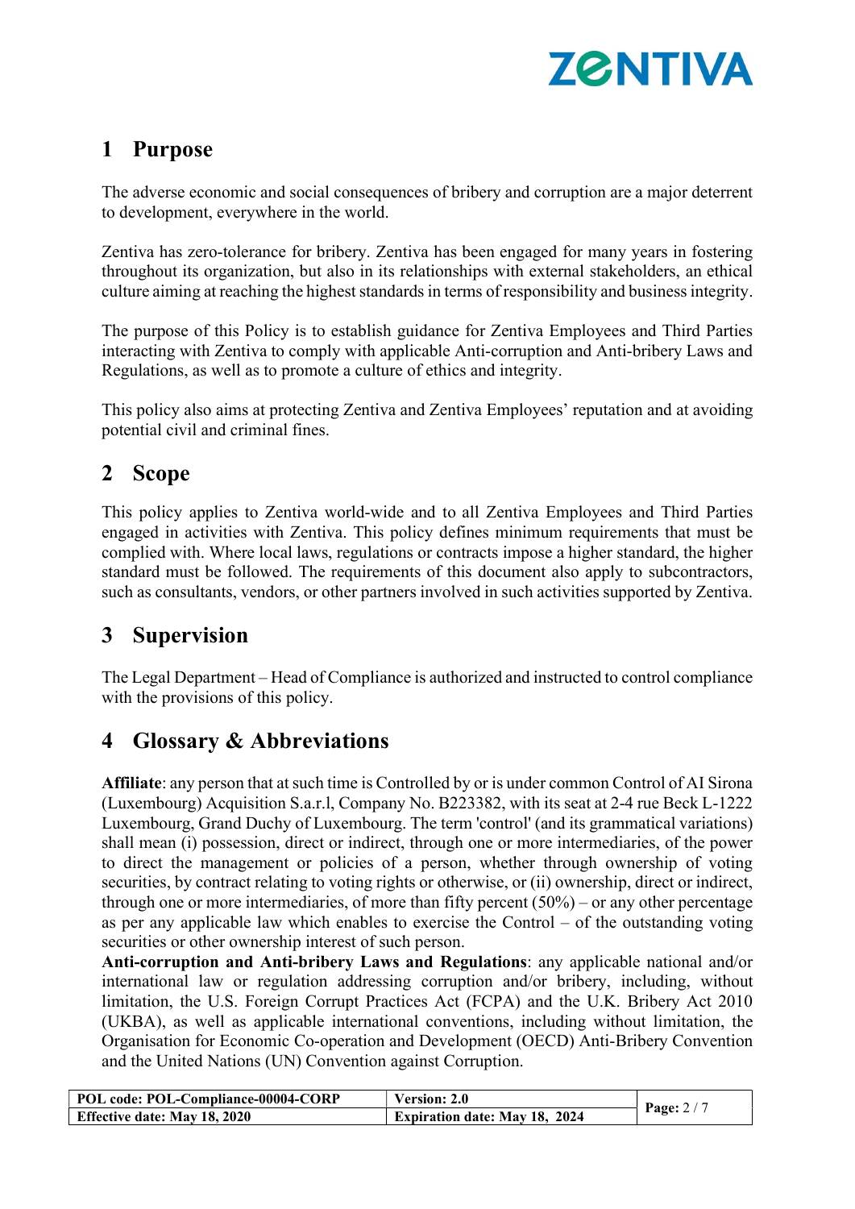## 1 Purpose

The adverse economic and social consequences of bribery and corruption are a major deterrent to development, everywhere in the world.

Zentiva has zero-tolerance for bribery. Zentiva has been engaged for many years in fostering throughout its organization, but also in its relationships with external stakeholders, an ethical culture aiming at reaching the highest standards in terms of responsibility and business integrity.

The purpose of this Policy is to establish guidance for Zentiva Employees and Third Parties interacting with Zentiva to comply with applicable Anti-corruption and Anti-bribery Laws and Regulations, as well as to promote a culture of ethics and integrity.

This policy also aims at protecting Zentiva and Zentiva Employees' reputation and at avoiding potential civil and criminal fines.

## 2 Scope

This policy applies to Zentiva world-wide and to all Zentiva Employees and Third Parties engaged in activities with Zentiva. This policy defines minimum requirements that must be complied with. Where local laws, regulations or contracts impose a higher standard, the higher standard must be followed. The requirements of this document also apply to subcontractors, such as consultants, vendors, or other partners involved in such activities supported by Zentiva.

## 3 Supervision

The Legal Department – Head of Compliance is authorized and instructed to control compliance with the provisions of this policy.

## 4 Glossary & Abbreviations

**Affiliate**: any person that at such time is Controlled by or is under common Control of AI Sirona (Luxembourg) Acquisition S.a.r.l, Company No. B223382, with its seat at 2-4 rue Beck L-1222 Luxembourg, Grand Duchy of Luxembourg. The term 'control' (and its grammatical variations) shall mean (i) possession, direct or indirect, through one or more intermediaries, of the power to direct the management or policies of a person, whether through ownership of voting securities, by contract relating to voting rights or otherwise, or (ii) ownership, direct or indirect, through one or more intermediaries, of more than fifty percent (50%) – or any other percentage as per any applicable law which enables to exercise the Control – of the outstanding voting securities or other ownership interest of such person.

**Anti-corruption and Anti-bribery Laws and Regulations**: any applicable national and/or international law or regulation addressing corruption and/or bribery, including, without limitation, the U.S. Foreign Corrupt Practices Act (FCPA) and the U.K. Bribery Act 2010 (UKBA), as well as applicable international conventions, including without limitation, the Organisation for Economic Co-operation and Development (OECD) Anti-Bribery Convention and the United Nations (UN) Convention against Corruption.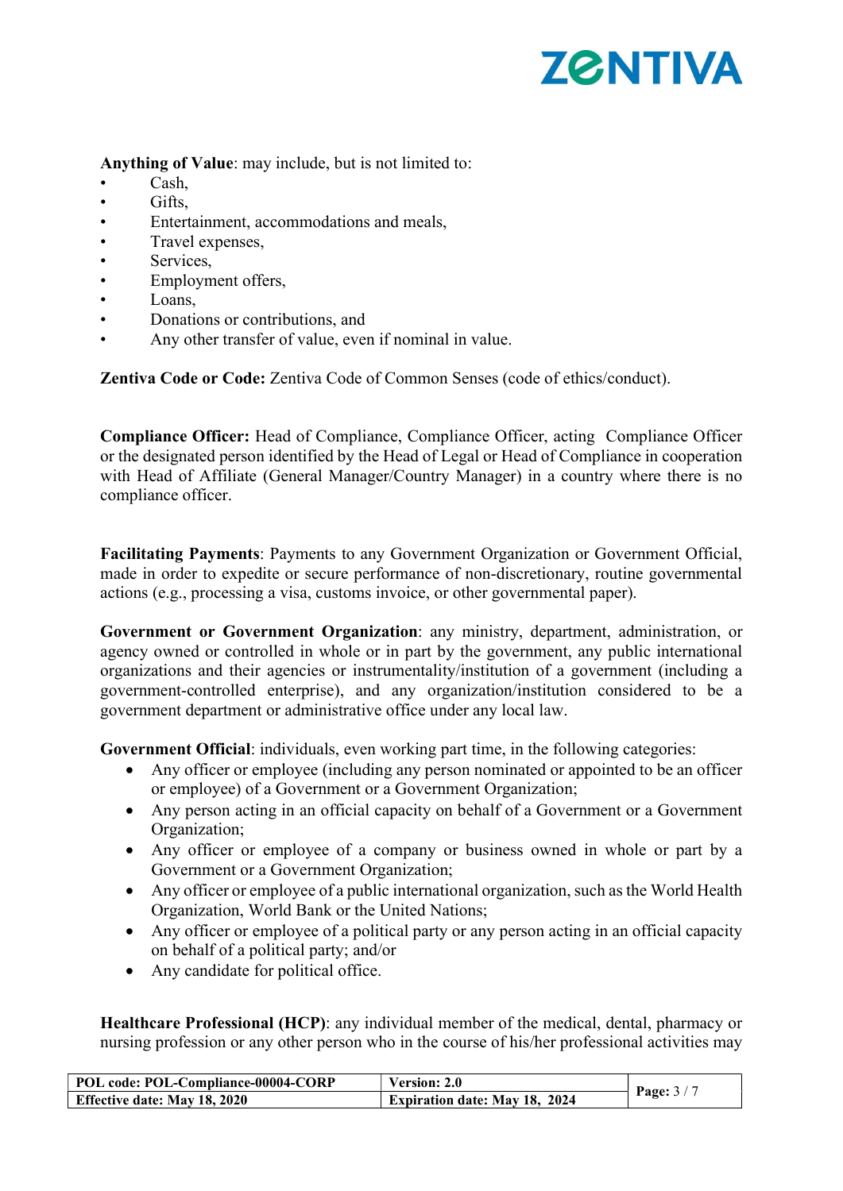**Anything of Value**: may include, but is not limited to:

- Cash,
- Gifts,
- Entertainment, accommodations and meals,
- Travel expenses,
- Services,
- Employment offers,
- Loans,
- Donations or contributions, and
- Any other transfer of value, even if nominal in value.

**Zentiva Code or Code:** Zentiva Code of Common Senses (code of ethics/conduct).

**Compliance Officer:** Head of Compliance, Compliance Officer, acting Compliance Officer or the designated person identified by the Head of Legal or Head of Compliance in cooperation with Head of Affiliate (General Manager/Country Manager) in a country where there is no compliance officer.

**Facilitating Payments**: Payments to any Government Organization or Government Official, made in order to expedite or secure performance of non-discretionary, routine governmental actions (e.g., processing a visa, customs invoice, or other governmental paper).

**Government or Government Organization**: any ministry, department, administration, or agency owned or controlled in whole or in part by the government, any public international organizations and their agencies or instrumentality/institution of a government (including a government-controlled enterprise), and any organization/institution considered to be a government department or administrative office under any local law.

**Government Official**: individuals, even working part time, in the following categories:

- Any officer or employee (including any person nominated or appointed to be an officer or employee) of a Government or a Government Organization;
- Any person acting in an official capacity on behalf of a Government or a Government Organization;
- Any officer or employee of a company or business owned in whole or part by a Government or a Government Organization;
- Any officer or employee of a public international organization, such as the World Health Organization, World Bank or the United Nations;
- Any officer or employee of a political party or any person acting in an official capacity on behalf of a political party; and/or
- Any candidate for political office.

**Healthcare Professional (HCP)**: any individual member of the medical, dental, pharmacy or nursing profession or any other person who in the course of his/her professional activities may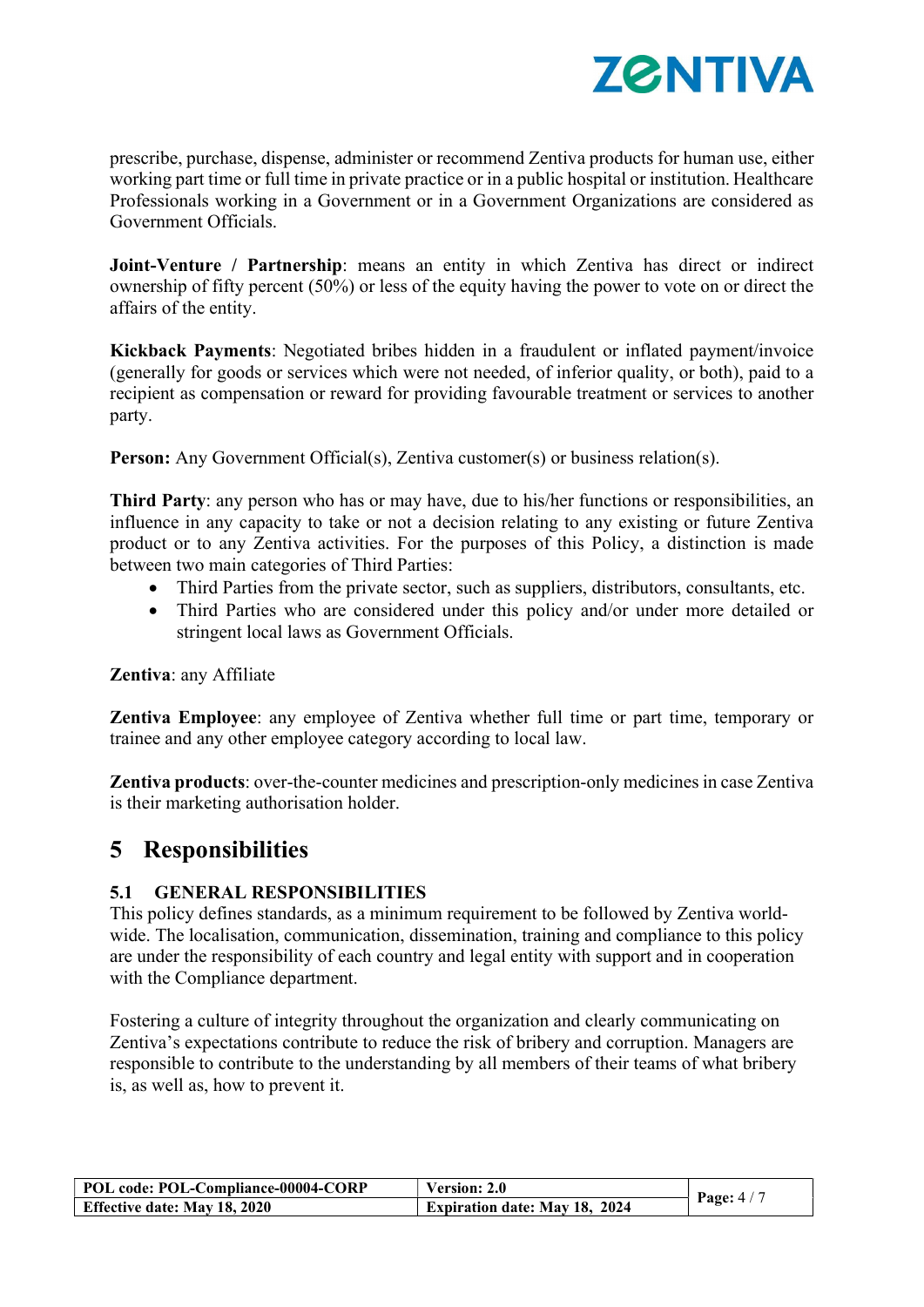prescribe, purchase, dispense, administer or recommend Zentiva products for human use, either working part time or full time in private practice or in a public hospital or institution. Healthcare Professionals working in a Government or in a Government Organizations are considered as Government Officials.

**Joint-Venture / Partnership**: means an entity in which Zentiva has direct or indirect ownership of fifty percent (50%) or less of the equity having the power to vote on or direct the affairs of the entity.

**Kickback Payments**: Negotiated bribes hidden in a fraudulent or inflated payment/invoice (generally for goods or services which were not needed, of inferior quality, or both), paid to a recipient as compensation or reward for providing favourable treatment or services to another party.

**Person:** Any Government Official(s), Zentiva customer(s) or business relation(s).

**Third Party**: any person who has or may have, due to his/her functions or responsibilities, an influence in any capacity to take or not a decision relating to any existing or future Zentiva product or to any Zentiva activities. For the purposes of this Policy, a distinction is made between two main categories of Third Parties:

- Third Parties from the private sector, such as suppliers, distributors, consultants, etc.
- Third Parties who are considered under this policy and/or under more detailed or stringent local laws as Government Officials.

**Zentiva**: any Affiliate

**Zentiva Employee**: any employee of Zentiva whether full time or part time, temporary or trainee and any other employee category according to local law.

**Zentiva products**: over-the-counter medicines and prescription-only medicines in case Zentiva is their marketing authorisation holder.

# 5 Responsibilities

## 5.1 GENERAL RESPONSIBILITIES

This policy defines standards, as a minimum requirement to be followed by Zentiva worldwide. The localisation, communication, dissemination, training and compliance to this policy are under the responsibility of each country and legal entity with support and in cooperation with the Compliance department.

Fostering a culture of integrity throughout the organization and clearly communicating on Zentiva's expectations contribute to reduce the risk of bribery and corruption. Managers are responsible to contribute to the understanding by all members of their teams of what bribery is, as well as, how to prevent it.

| POL code: POL-Compliance-00004-CORP | Version: 2.0 | Page: 4 / 7 |
| --- | --- | --- |
| Effective date: May 18, 2020 | Expiration date: May 18, 2024 | |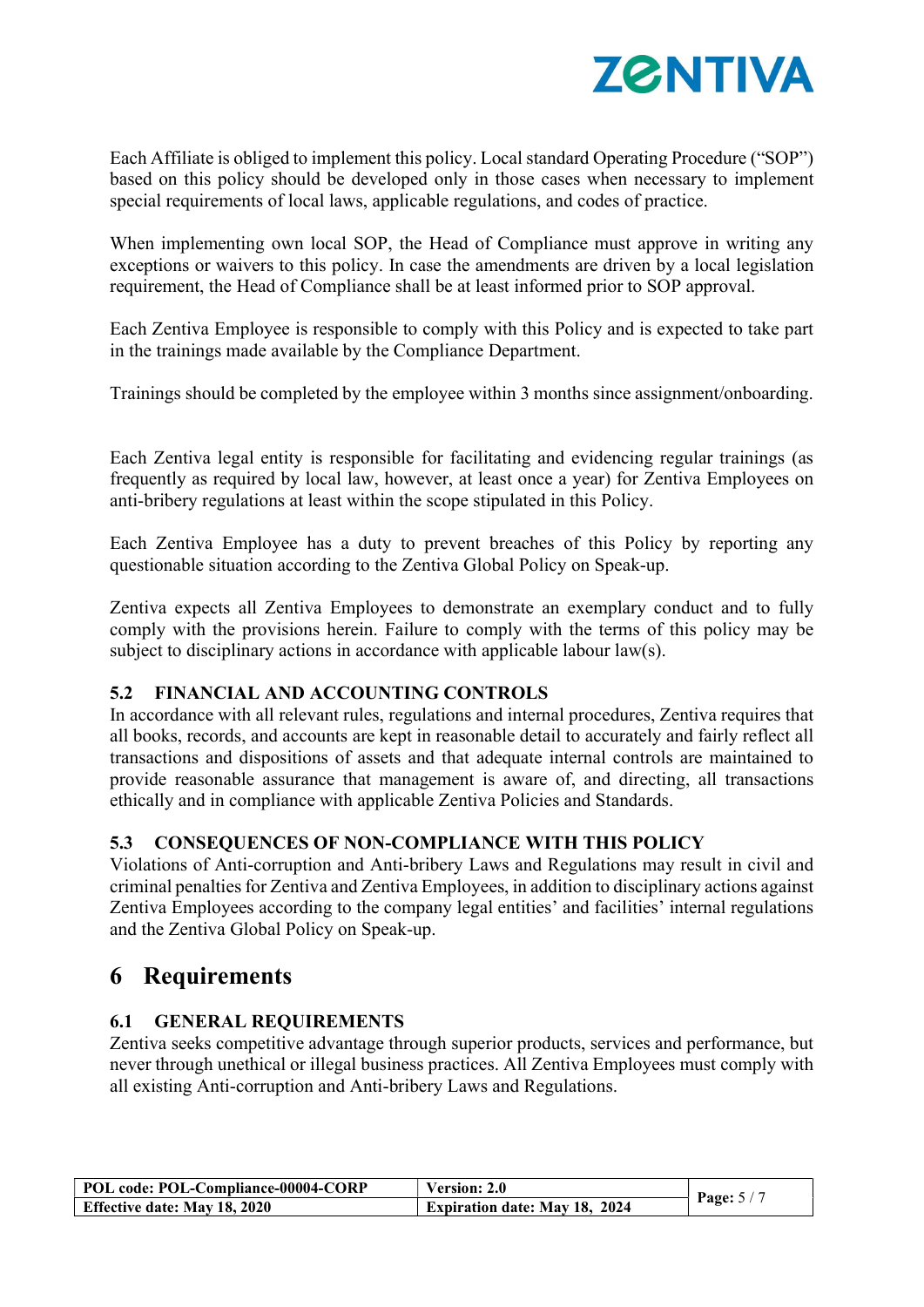Each Affiliate is obliged to implement this policy. Local standard Operating Procedure ("SOP") based on this policy should be developed only in those cases when necessary to implement special requirements of local laws, applicable regulations, and codes of practice.

When implementing own local SOP, the Head of Compliance must approve in writing any exceptions or waivers to this policy. In case the amendments are driven by a local legislation requirement, the Head of Compliance shall be at least informed prior to SOP approval.

Each Zentiva Employee is responsible to comply with this Policy and is expected to take part in the trainings made available by the Compliance Department.

Trainings should be completed by the employee within 3 months since assignment/onboarding.

Each Zentiva legal entity is responsible for facilitating and evidencing regular trainings (as frequently as required by local law, however, at least once a year) for Zentiva Employees on anti-bribery regulations at least within the scope stipulated in this Policy.

Each Zentiva Employee has a duty to prevent breaches of this Policy by reporting any questionable situation according to the Zentiva Global Policy on Speak-up.

Zentiva expects all Zentiva Employees to demonstrate an exemplary conduct and to fully comply with the provisions herein. Failure to comply with the terms of this policy may be subject to disciplinary actions in accordance with applicable labour law(s).

### 5.2 FINANCIAL AND ACCOUNTING CONTROLS

In accordance with all relevant rules, regulations and internal procedures, Zentiva requires that all books, records, and accounts are kept in reasonable detail to accurately and fairly reflect all transactions and dispositions of assets and that adequate internal controls are maintained to provide reasonable assurance that management is aware of, and directing, all transactions ethically and in compliance with applicable Zentiva Policies and Standards.

### 5.3 CONSEQUENCES OF NON-COMPLIANCE WITH THIS POLICY

Violations of Anti-corruption and Anti-bribery Laws and Regulations may result in civil and criminal penalties for Zentiva and Zentiva Employees, in addition to disciplinary actions against Zentiva Employees according to the company legal entities' and facilities' internal regulations and the Zentiva Global Policy on Speak-up.

## 6 Requirements

### 6.1 GENERAL REQUIREMENTS

Zentiva seeks competitive advantage through superior products, services and performance, but never through unethical or illegal business practices. All Zentiva Employees must comply with all existing Anti-corruption and Anti-bribery Laws and Regulations.

| POL code: POL-Compliance-00004-CORP | Version: 2.0 |
|---|---|
| Effective date: May 18, 2020 | Expiration date: May 18, 2024 |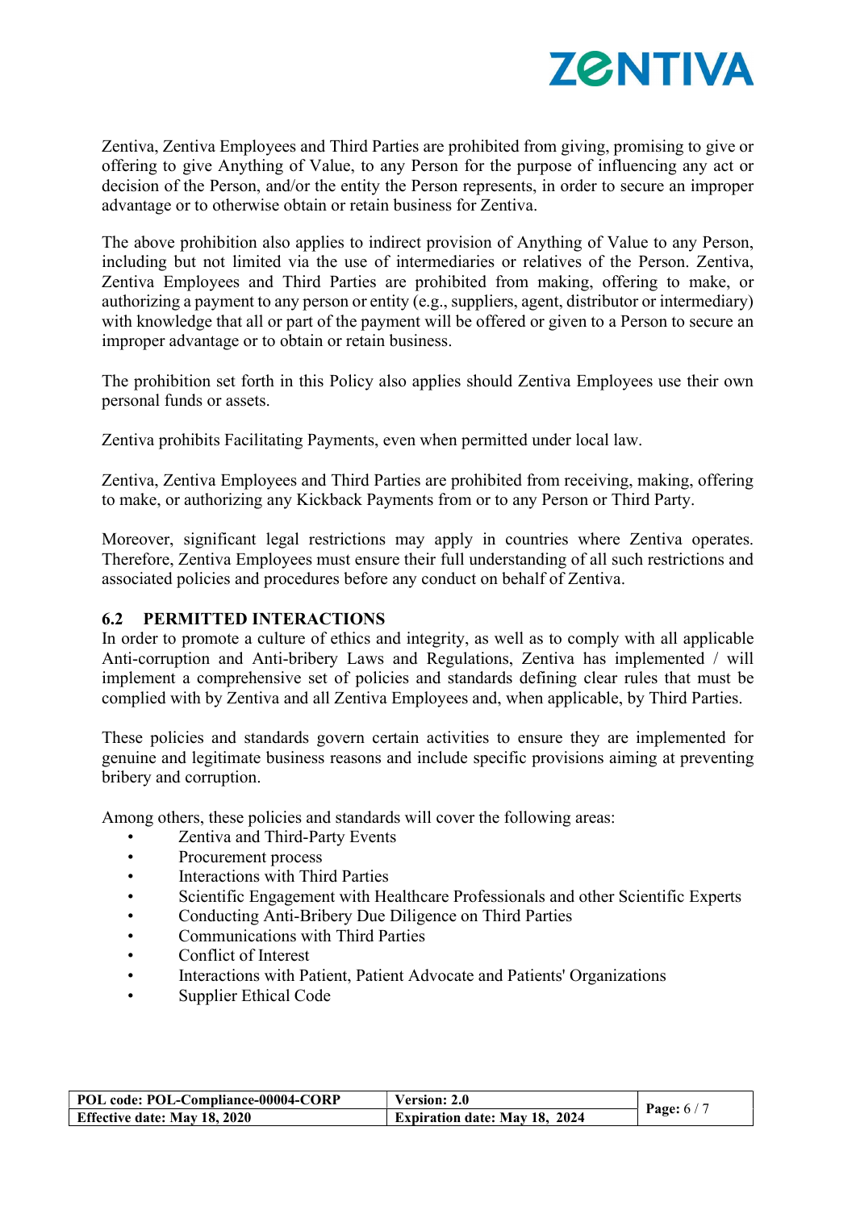Zentiva, Zentiva Employees and Third Parties are prohibited from giving, promising to give or offering to give Anything of Value, to any Person for the purpose of influencing any act or decision of the Person, and/or the entity the Person represents, in order to secure an improper advantage or to otherwise obtain or retain business for Zentiva.

The above prohibition also applies to indirect provision of Anything of Value to any Person, including but not limited via the use of intermediaries or relatives of the Person. Zentiva, Zentiva Employees and Third Parties are prohibited from making, offering to make, or authorizing a payment to any person or entity (e.g., suppliers, agent, distributor or intermediary) with knowledge that all or part of the payment will be offered or given to a Person to secure an improper advantage or to obtain or retain business.

The prohibition set forth in this Policy also applies should Zentiva Employees use their own personal funds or assets.

Zentiva prohibits Facilitating Payments, even when permitted under local law.

Zentiva, Zentiva Employees and Third Parties are prohibited from receiving, making, offering to make, or authorizing any Kickback Payments from or to any Person or Third Party.

Moreover, significant legal restrictions may apply in countries where Zentiva operates. Therefore, Zentiva Employees must ensure their full understanding of all such restrictions and associated policies and procedures before any conduct on behalf of Zentiva.

### 6.2 PERMITTED INTERACTIONS

In order to promote a culture of ethics and integrity, as well as to comply with all applicable Anti-corruption and Anti-bribery Laws and Regulations, Zentiva has implemented / will implement a comprehensive set of policies and standards defining clear rules that must be complied with by Zentiva and all Zentiva Employees and, when applicable, by Third Parties.

These policies and standards govern certain activities to ensure they are implemented for genuine and legitimate business reasons and include specific provisions aiming at preventing bribery and corruption.

Among others, these policies and standards will cover the following areas:

- Zentiva and Third-Party Events
- Procurement process
- Interactions with Third Parties
- Scientific Engagement with Healthcare Professionals and other Scientific Experts
- Conducting Anti-Bribery Due Diligence on Third Parties
- Communications with Third Parties
- Conflict of Interest
- Interactions with Patient, Patient Advocate and Patients' Organizations
- Supplier Ethical Code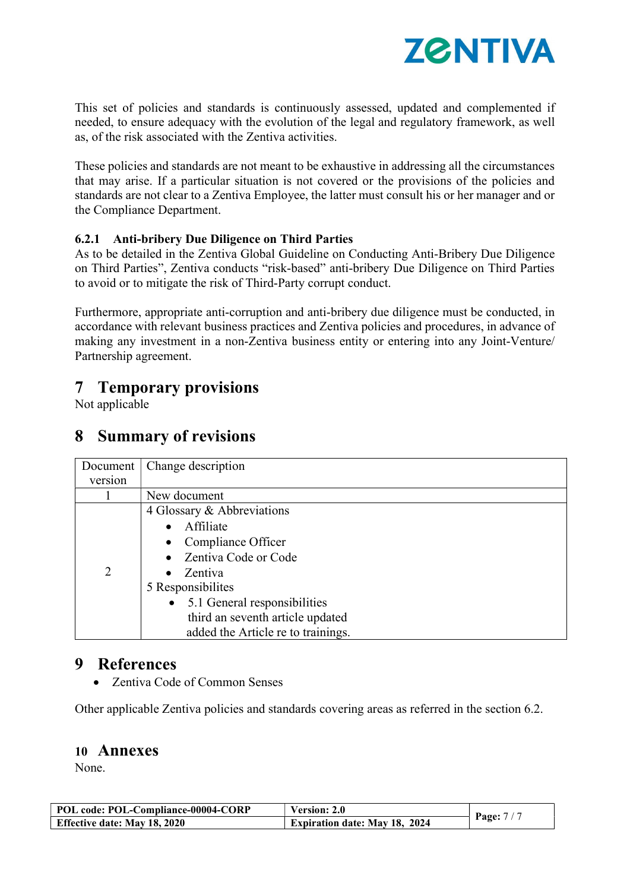This set of policies and standards is continuously assessed, updated and complemented if needed, to ensure adequacy with the evolution of the legal and regulatory framework, as well as, of the risk associated with the Zentiva activities.

These policies and standards are not meant to be exhaustive in addressing all the circumstances that may arise. If a particular situation is not covered or the provisions of the policies and standards are not clear to a Zentiva Employee, the latter must consult his or her manager and or the Compliance Department.

### 6.2.1 Anti-bribery Due Diligence on Third Parties

As to be detailed in the Zentiva Global Guideline on Conducting Anti-Bribery Due Diligence on Third Parties", Zentiva conducts "risk-based" anti-bribery Due Diligence on Third Parties to avoid or to mitigate the risk of Third-Party corrupt conduct.

Furthermore, appropriate anti-corruption and anti-bribery due diligence must be conducted, in accordance with relevant business practices and Zentiva policies and procedures, in advance of making any investment in a non-Zentiva business entity or entering into any Joint-Venture/ Partnership agreement.

# 7 Temporary provisions

Not applicable

# 8 Summary of revisions

| Document version | Change description |
|---|---|
| 1 | New document |
| 2 | 4 Glossary & Abbreviations<br>• Affiliate<br>• Compliance Officer<br>• Zentiva Code or Code<br>• Zentiva<br>5 Responsibilites<br>• 5.1 General responsibilities<br>third an seventh article updated<br>added the Article re to trainings. |

# 9 References

- Zentiva Code of Common Senses

Other applicable Zentiva policies and standards covering areas as referred in the section 6.2.

# 10 Annexes

None.

| | | |
|---|---|---|
| POL code: POL-Compliance-00004-CORP | Version: 2.0 | Page: 7 / 7 |
| Effective date: May 18, 2020 | Expiration date: May 18, 2024 | |